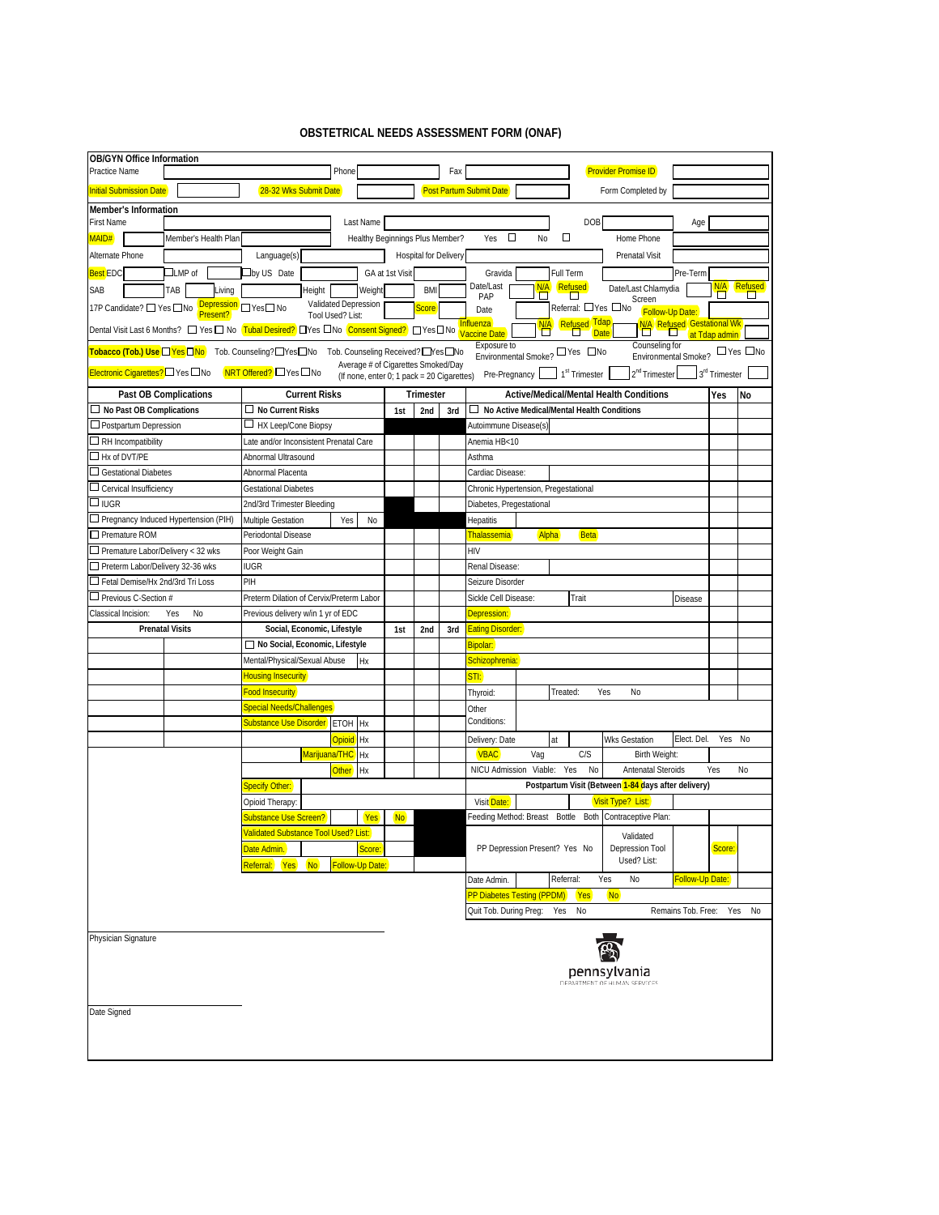# OBSTETRICAL NEEDS ASSESSMENT FORM (ONAF)

## OB/GYN Office Information

| | | | | | | | |
|---|---|---|---|---|---|---|---|
| Practice Name | | Phone | | Fax | | Provider Promise ID | |
| Initial Submission Date | | 28-32 Wks Submit Date | | Post Partum Submit Date | | Form Completed by | |

## Member's Information

| | | | | | | | |
|---|---|---|---|---|---|---|---|
| First Name | | Last Name | | DOB | | Age | |
| MAID# | | Member's Health Plan | | Healthy Beginnings Plus Member? Yes ☐ No ☐ | | Home Phone | |
| Alternate Phone | | Language(s) | | Hospital for Delivery | | Prenatal Visit | |
| Best EDC | ☐LMP of | ☐by US Date | GA at 1st Visit | Gravida | Full Term | Pre-Term | |
| SAB | TAB | Living | Height | Weight | BMI | Date/Last PAP N/A ☐ Refused ☐ | Date/Last Chlamydia Screen N/A ☐ Refused ☐ |
| 17P Candidate? ☐ Yes ☐No | Depression Present? ☐Yes ☐ No | Validated Depression Tool Used? List: | Score | Date | Referral: ☐Yes ☐No | Follow-Up Date: | |
| Dental Visit Last 6 Months? ☐ Yes ☐ No | Tubal Desired? ☐Yes ☐No | Consent Signed? ☐Yes ☐No | Influenza Vaccine Date N/A ☐ Refused ☐ | Tdap Date N/A ☐ Refused ☐ | Gestational Wk at Tdap admin | | |
| Tobacco (Tob.) Use ☐Yes ☐No | Tob. Counseling? ☐Yes ☐No | Tob. Counseling Received? ☐Yes ☐No | Exposure to Environmental Smoke? ☐Yes ☐No | Counseling for Environmental Smoke? ☐Yes ☐No | | | |
| Electronic Cigarettes? ☐Yes ☐No | NRT Offered? ☐Yes ☐No | Average # of Cigarettes Smoked/Day (If none, enter 0; 1 pack = 20 Cigarettes) | Pre-Pregnancy | 1st Trimester | 2nd Trimester | 3rd Trimester | |

| Past OB Complications | | Current Risks | Trimester 1st | 2nd | 3rd | Active/Medical/Mental Health Conditions | | Yes | No |
|---|---|---|---|---|---|---|---|---|---|
| ☐ **No Past OB Complications** | | ☐ **No Current Risks** | 1st | 2nd | 3rd | ☐ **No Active Medical/Mental Health Conditions** | | | |
| ☐ Postpartum Depression | | ☐ HX Leep/Cone Biopsy | | | | Autoimmune Disease(s) | | | |
| ☐ RH Incompatibility | | Late and/or Inconsistent Prenatal Care | | | | Anemia HB<10 | | | |
| ☐ Hx of DVT/PE | | Abnormal Ultrasound | | | | Asthma | | | |
| ☐ Gestational Diabetes | | Abnormal Placenta | | | | Cardiac Disease: | | | |
| ☐ Cervical Insufficiency | | Gestational Diabetes | | | | Chronic Hypertension, Pregestational | | | |
| ☐ IUGR | | 2nd/3rd Trimester Bleeding | | | | Diabetes, Pregestational | | | |
| ☐ Pregnancy Induced Hypertension (PIH) | | Multiple Gestation Yes No | | | | Hepatitis | | | |
| ☐ Premature ROM | | Periodontal Disease | | | | Thalassemia Alpha Beta | | | |
| ☐ Premature Labor/Delivery < 32 wks | | Poor Weight Gain | | | | HIV | | | |
| ☐ Preterm Labor/Delivery 32-36 wks | | IUGR | | | | Renal Disease: | | | |
| ☐ Fetal Demise/Hx 2nd/3rd Tri Loss | | PIH | | | | Seizure Disorder | | | |
| ☐ Previous C-Section # | | Preterm Dilation of Cervix/Preterm Labor | | | | Sickle Cell Disease: Trait | Disease | | |
| Classical Incision: Yes No | | Previous delivery w/in 1 yr of EDC | | | | Depression: | | | |
| **Prenatal Visits** | | **Social, Economic, Lifestyle** | 1st | 2nd | 3rd | Eating Disorder: | | | |
| | | ☐ **No Social, Economic, Lifestyle** | | | | Bipolar: | | | |
| | | Mental/Physical/Sexual Abuse Hx | | | | Schizophrenia: | | | |
| | | Housing Insecurity | | | | STI: | | | |
| | | Food Insecurity | | | | Thyroid: Treated: Yes No | | | |
| | | Special Needs/Challenges | | | | Other Conditions: | | | |
| | | Substance Use Disorder ETOH Hx | | | | | | | |
| | | Opioid Hx | | | | Delivery: Date at Wks Gestation | Elect. Del. Yes No | | |
| | | Marijuana/THC Hx | | | | VBAC Vag C/S | Birth Weight: | | |
| | | Other Hx | | | | NICU Admission Viable: Yes No | Antenatal Steroids Yes No | | |
| | | Specify Other: | | | | **Postpartum Visit (Between 1-84 days after delivery)** | | | |
| | | Opioid Therapy: | | | | Visit Date: | Visit Type? List: | | |
| | | Substance Use Screen? Yes | No | | | Feeding Method: Breast Bottle Both | Contraceptive Plan: | | |
| | | Validated Substance Tool Used? List: | | | | PP Depression Present? Yes No | Validated Depression Tool Used? List: | Score: | |
| | | Date Admin. Score: | | | | | | | |
| | | Referral: Yes No Follow-Up Date: | | | | Date Admin. Referral: Yes No | Follow-Up Date: | | |
| | | | | | | PP Diabetes Testing (PPDM) Yes No | | | |
| | | | | | | Quit Tob. During Preg: Yes No | Remains Tob. Free: Yes No | | |

Physician Signature

Date Signed

pennsylvania
DEPARTMENT OF HUMAN SERVICES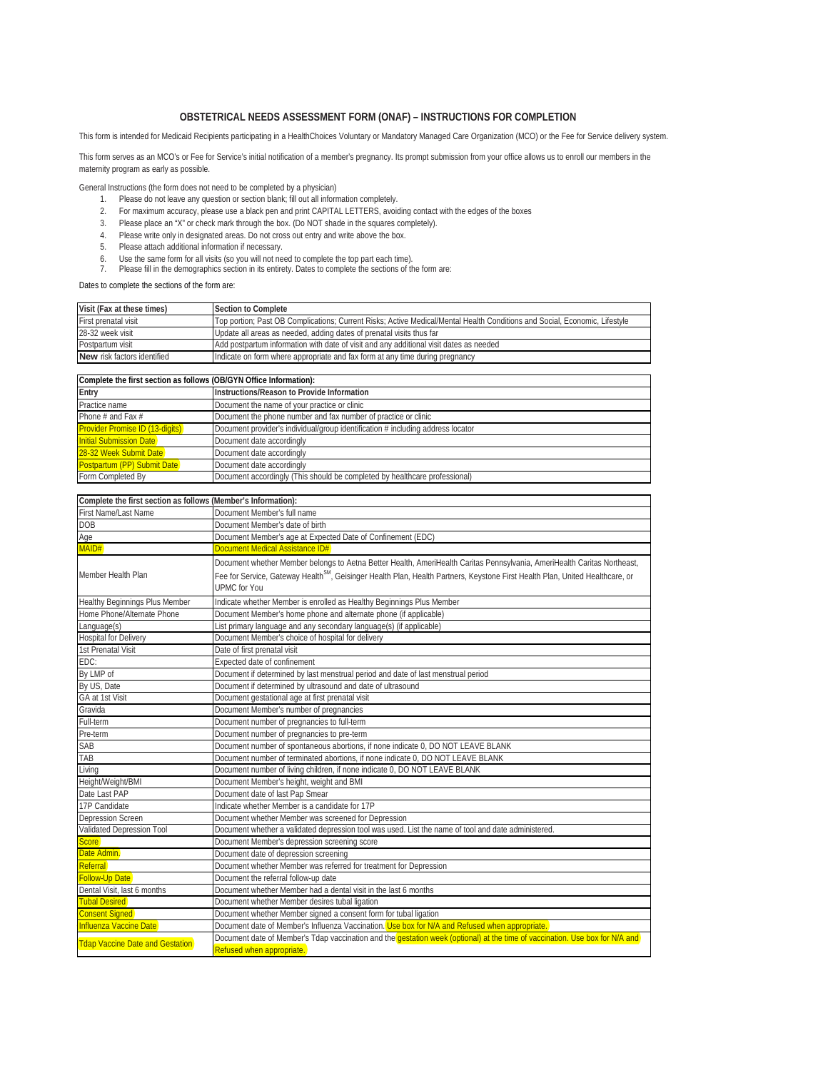## OBSTETRICAL NEEDS ASSESSMENT FORM (ONAF) – INSTRUCTIONS FOR COMPLETION

This form is intended for Medicaid Recipients participating in a HealthChoices Voluntary or Mandatory Managed Care Organization (MCO) or the Fee for Service delivery system.

This form serves as an MCO's or Fee for Service's initial notification of a member's pregnancy. Its prompt submission from your office allows us to enroll our members in the maternity program as early as possible.

General Instructions (the form does not need to be completed by a physician)

1. Please do not leave any question or section blank; fill out all information completely.
2. For maximum accuracy, please use a black pen and print CAPITAL LETTERS, avoiding contact with the edges of the boxes
3. Please place an "X" or check mark through the box. (Do NOT shade in the squares completely).
4. Please write only in designated areas. Do not cross out entry and write above the box.
5. Please attach additional information if necessary.
6. Use the same form for all visits (so you will not need to complete the top part each time).
7. Please fill in the demographics section in its entirety. Dates to complete the sections of the form are:

Dates to complete the sections of the form are:

| Visit (Fax at these times) | Section to Complete |
|---|---|
| First prenatal visit | Top portion; Past OB Complications; Current Risks; Active Medical/Mental Health Conditions and Social, Economic, Lifestyle |
| 28-32 week visit | Update all areas as needed, adding dates of prenatal visits thus far |
| Postpartum visit | Add postpartum information with date of visit and any additional visit dates as needed |
| **New** risk factors identified | Indicate on form where appropriate and fax form at any time during pregnancy |

| Complete the first section as follows (OB/GYN Office Information): | |
|---|---|
| Entry | Instructions/Reason to Provide Information |
| Practice name | Document the name of your practice or clinic |
| Phone # and Fax # | Document the phone number and fax number of practice or clinic |
| Provider Promise ID (13-digits) | Document provider's individual/group identification # including address locator |
| Initial Submission Date | Document date accordingly |
| 28-32 Week Submit Date | Document date accordingly |
| Postpartum (PP) Submit Date | Document date accordingly |
| Form Completed By | Document accordingly (This should be completed by healthcare professional) |

| Complete the first section as follows (Member's Information): | |
|---|---|
| First Name/Last Name | Document Member's full name |
| DOB | Document Member's date of birth |
| Age | Document Member's age at Expected Date of Confinement (EDC) |
| MAID# | Document Medical Assistance ID# |
| Member Health Plan | Document whether Member belongs to Aetna Better Health, AmeriHealth Caritas Pennsylvania, AmeriHealth Caritas Northeast, Fee for Service, Gateway Health[SM], Geisinger Health Plan, Health Partners, Keystone First Health Plan, United Healthcare, or UPMC for You |
| Healthy Beginnings Plus Member | Indicate whether Member is enrolled as Healthy Beginnings Plus Member |
| Home Phone/Alternate Phone | Document Member's home phone and alternate phone (if applicable) |
| Language(s) | List primary language and any secondary language(s) (if applicable) |
| Hospital for Delivery | Document Member's choice of hospital for delivery |
| 1st Prenatal Visit | Date of first prenatal visit |
| EDC: | Expected date of confinement |
| By LMP of | Document if determined by last menstrual period and date of last menstrual period |
| By US, Date | Document if determined by ultrasound and date of ultrasound |
| GA at 1st Visit | Document gestational age at first prenatal visit |
| Gravida | Document Member's number of pregnancies |
| Full-term | Document number of pregnancies to full-term |
| Pre-term | Document number of pregnancies to pre-term |
| SAB | Document number of spontaneous abortions, if none indicate 0, DO NOT LEAVE BLANK |
| TAB | Document number of terminated abortions, if none indicate 0, DO NOT LEAVE BLANK |
| Living | Document number of living children, if none indicate 0, DO NOT LEAVE BLANK |
| Height/Weight/BMI | Document Member's height, weight and BMI |
| Date Last PAP | Document date of last Pap Smear |
| 17P Candidate | Indicate whether Member is a candidate for 17P |
| Depression Screen | Document whether Member was screened for Depression |
| Validated Depression Tool | Document whether a validated depression tool was used. List the name of tool and date administered. |
| Score | Document Member's depression screening score |
| Date Admin. | Document date of depression screening |
| Referral | Document whether Member was referred for treatment for Depression |
| Follow-Up Date | Document the referral follow-up date |
| Dental Visit, last 6 months | Document whether Member had a dental visit in the last 6 months |
| Tubal Desired | Document whether Member desires tubal ligation |
| Consent Signed | Document whether Member signed a consent form for tubal ligation |
| Influenza Vaccine Date | Document date of Member's Influenza Vaccination. Use box for N/A and Refused when appropriate. |
| Tdap Vaccine Date and Gestation | Document date of Member's Tdap vaccination and the gestation week (optional) at the time of vaccination. Use box for N/A and Refused when appropriate. |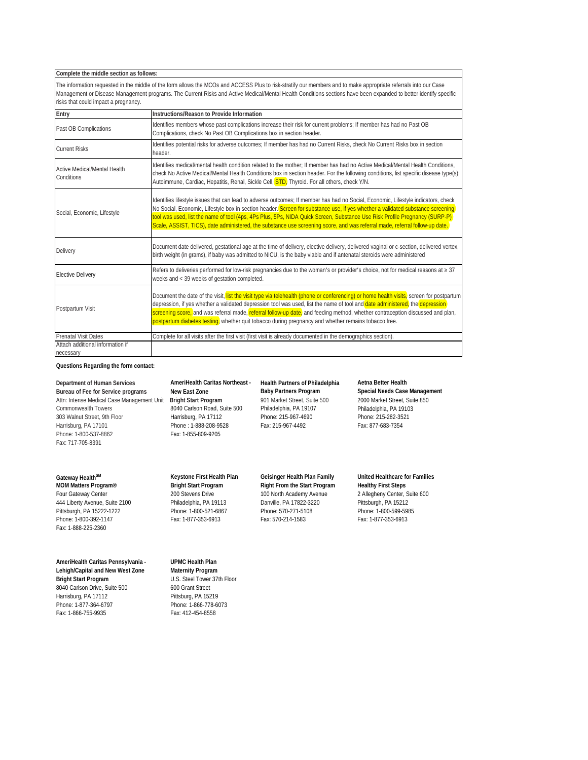| Complete the middle section as follows: | |
|---|---|
| The information requested in the middle of the form allows the MCOs and ACCESS Plus to risk-stratify our members and to make appropriate referrals into our Case Management or Disease Management programs. The Current Risks and Active Medical/Mental Health Conditions sections have been expanded to better identify specific risks that could impact a pregnancy. | |
| **Entry** | **Instructions/Reason to Provide Information** |
| Past OB Complications | Identifies members whose past complications increase their risk for current problems; If member has had no Past OB Complications, check No Past OB Complications box in section header. |
| Current Risks | Identifies potential risks for adverse outcomes; If member has had no Current Risks, check No Current Risks box in section header. |
| Active Medical/Mental Health Conditions | Identifies medical/mental health condition related to the mother; If member has had no Active Medical/Mental Health Conditions, check No Active Medical/Mental Health Conditions box in section header. For the following conditions, list specific disease type(s): Autoimmune, Cardiac, Hepatitis, Renal, Sickle Cell, STD, Thyroid. For all others, check Y/N. |
| Social, Economic, Lifestyle | Identifies lifestyle issues that can lead to adverse outcomes; If member has had no Social, Economic, Lifestyle indicators, check No Social, Economic, Lifestyle box in section header. Screen for substance use, if yes whether a validated substance screening tool was used, list the name of tool (4ps, 4Ps Plus, 5Ps, NIDA Quick Screen, Substance Use Risk Profile Pregnancy (SURP-P) Scale, ASSIST, TICS), date administered, the substance use screening score, and was referral made, referral follow-up date. |
| Delivery | Document date delivered, gestational age at the time of delivery, elective delivery, delivered vaginal or c-section, delivered vertex, birth weight (in grams), if baby was admitted to NICU, is the baby viable and if antenatal steroids were administered |
| Elective Delivery | Refers to deliveries performed for low-risk pregnancies due to the woman's or provider's choice, not for medical reasons at ≥ 37 weeks and < 39 weeks of gestation completed. |
| Postpartum Visit | Document the date of the visit, list the visit type via telehealth (phone or conferencing) or home health visits, screen for postpartum depression, if yes whether a validated depression tool was used, list the name of tool and date administered, the depression screening score, and was referral made, referral follow-up date, and feeding method, whether contraception discussed and plan, postpartum diabetes testing, whether quit tobacco during pregnancy and whether remains tobacco free. |
| Prenatal Visit Dates | Complete for all visits after the first visit (first visit is already documented in the demographics section). |
| Attach additional information if necessary | |

**Questions Regarding the form contact:**

**Department of Human Services**
**Bureau of Fee for Service programs**
Attn: Intense Medical Case Management Unit
Commonwealth Towers
303 Walnut Street, 9th Floor
Harrisburg, PA 17101
Phone: 1-800-537-8862
Fax: 717-705-8391

**AmeriHealth Caritas Northeast - New East Zone**
**Bright Start Program**
8040 Carlson Road, Suite 500
Harrisburg, PA 17112
Phone : 1-888-208-9528
Fax: 1-855-809-9205

**Health Partners of Philadelphia**
**Baby Partners Program**
901 Market Street, Suite 500
Philadelphia, PA 19107
Phone: 215-967-4690
Fax: 215-967-4492

**Aetna Better Health**
**Special Needs Case Management**
2000 Market Street, Suite 850
Philadelphia, PA 19103
Phone: 215-282-3521
Fax: 877-683-7354

**Gateway Health[SM]**
**MOM Matters Program®**
Four Gateway Center
444 Liberty Avenue, Suite 2100
Pittsburgh, PA 15222-1222
Phone: 1-800-392-1147
Fax: 1-888-225-2360

**Keystone First Health Plan**
**Bright Start Program**
200 Stevens Drive
Philadelphia, PA 19113
Phone: 1-800-521-6867
Fax: 1-877-353-6913

**Geisinger Health Plan Family**
**Right From the Start Program**
100 North Academy Avenue
Danville, PA 17822-3220
Phone: 570-271-5108
Fax: 570-214-1583

**United Healthcare for Families**
**Healthy First Steps**
2 Allegheny Center, Suite 600
Pittsburgh, PA 15212
Phone: 1-800-599-5985
Fax: 1-877-353-6913

**AmeriHealth Caritas Pennsylvania - Lehigh/Capital and New West Zone**
**Bright Start Program**
8040 Carlson Drive, Suite 500
Harrisburg, PA 17112
Phone: 1-877-364-6797
Fax: 1-866-755-9935

**UPMC Health Plan**
**Maternity Program**
U.S. Steel Tower 37th Floor
600 Grant Street
Pittsburg, PA 15219
Phone: 1-866-778-6073
Fax: 412-454-8558